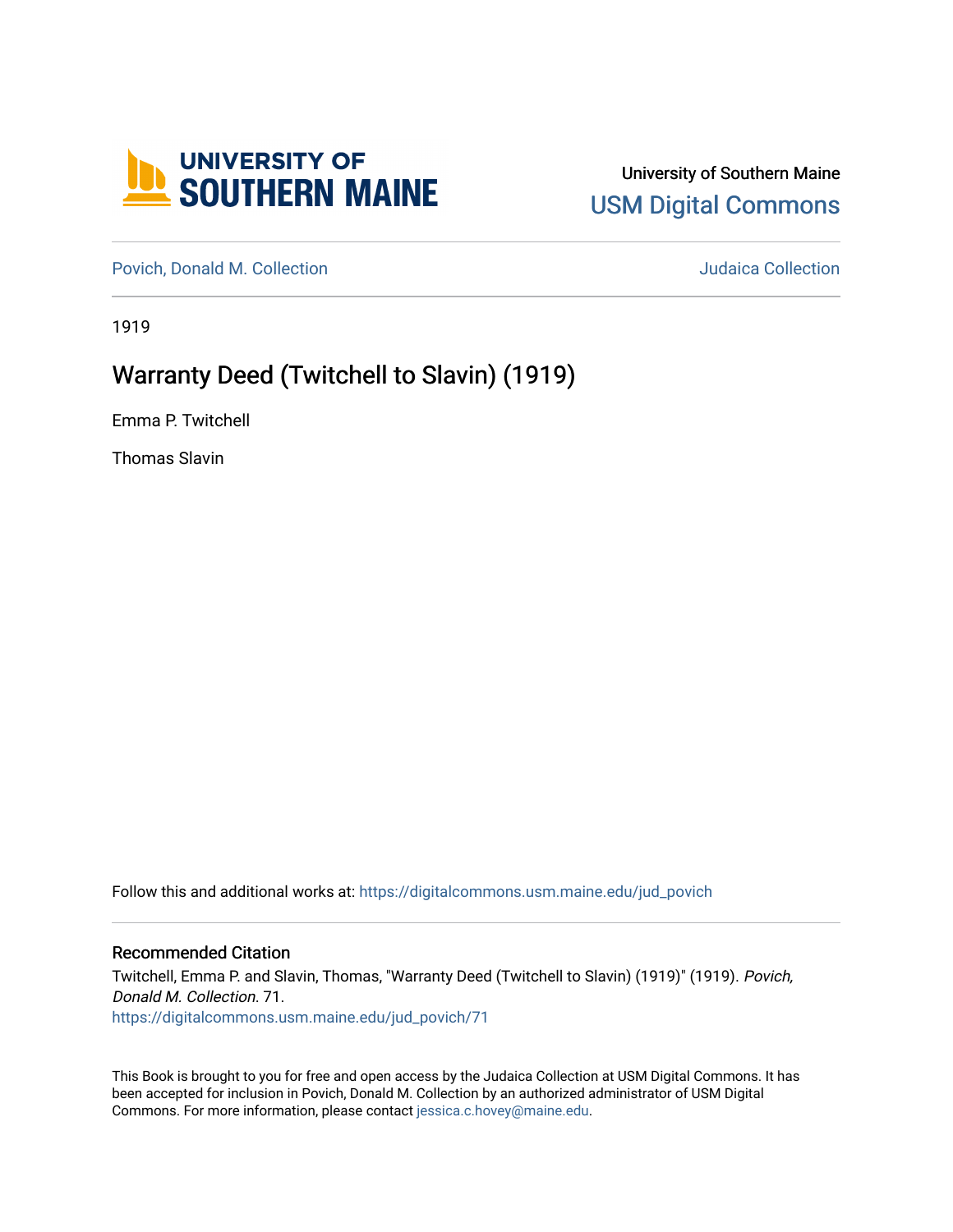University of Southern Maine

USM Digital Commons

Povich, Donald M. Collection

Judaica Collection

1919

# Warranty Deed (Twitchell to Slavin) (1919)

Emma P. Twitchell

Thomas Slavin

Follow this and additional works at: https://digitalcommons.usm.maine.edu/jud_povich

## Recommended Citation

Twitchell, Emma P. and Slavin, Thomas, "Warranty Deed (Twitchell to Slavin) (1919)" (1919). *Povich, Donald M. Collection*. 71.
https://digitalcommons.usm.maine.edu/jud_povich/71

This Book is brought to you for free and open access by the Judaica Collection at USM Digital Commons. It has been accepted for inclusion in Povich, Donald M. Collection by an authorized administrator of USM Digital Commons. For more information, please contact jessica.c.hovey@maine.edu.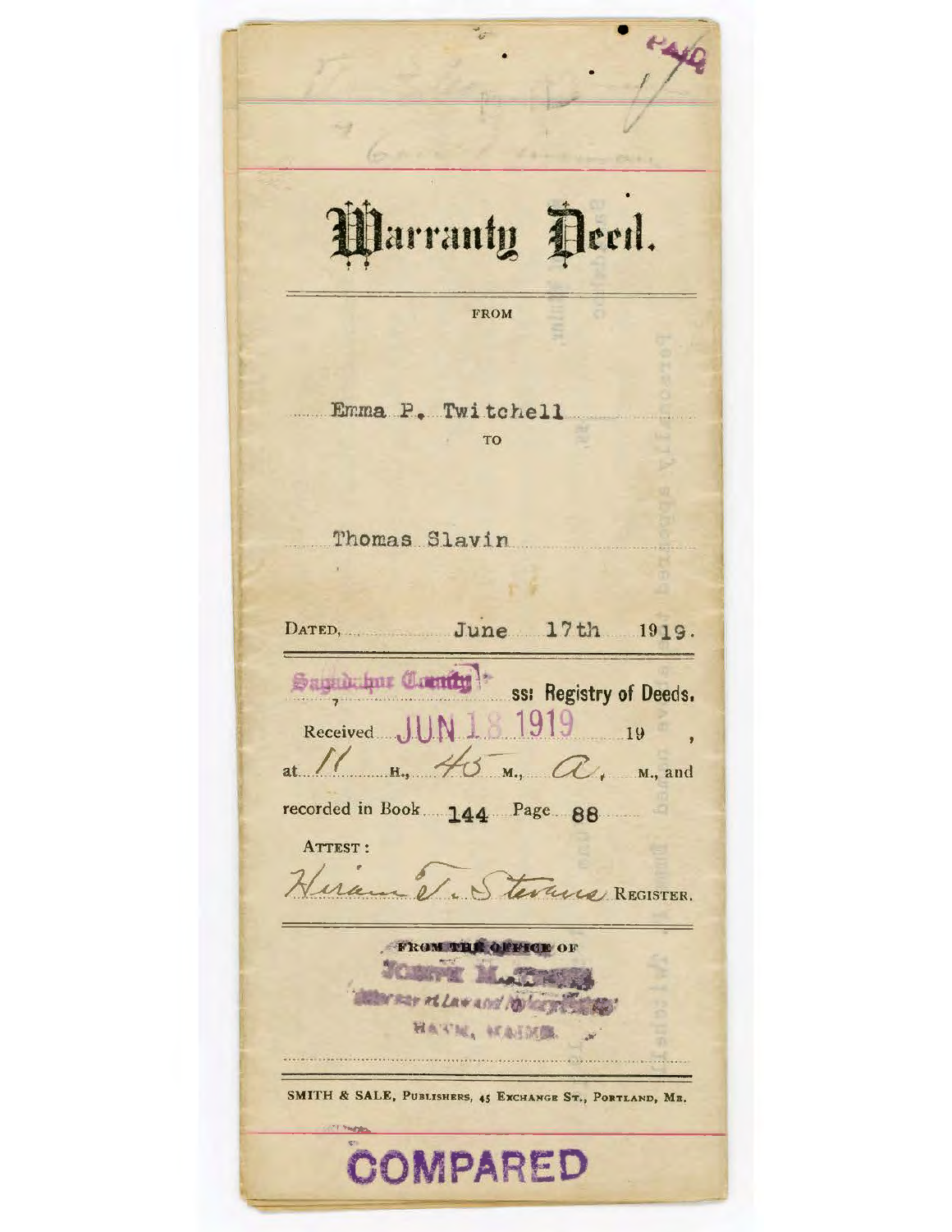PAID

# Warranty Deed.

FROM

Emma P. Twitchell

TO

Thomas Slavin

DATED, June 17th 1919.

Sagadahoc County, ss: Registry of Deeds.

Received JUN 18 1919 19 ,

at 11 H., 45 M., a. M., and

recorded in Book 144 Page 88

ATTEST:

Hiram T. Stevens REGISTER.

FROM THE OFFICE OF

JOSEPH M. ...

Attorney at Law and Notary Public

BATH, MAINE.

SMITH & SALE, PUBLISHERS, 45 EXCHANGE ST., PORTLAND, ME.

COMPARED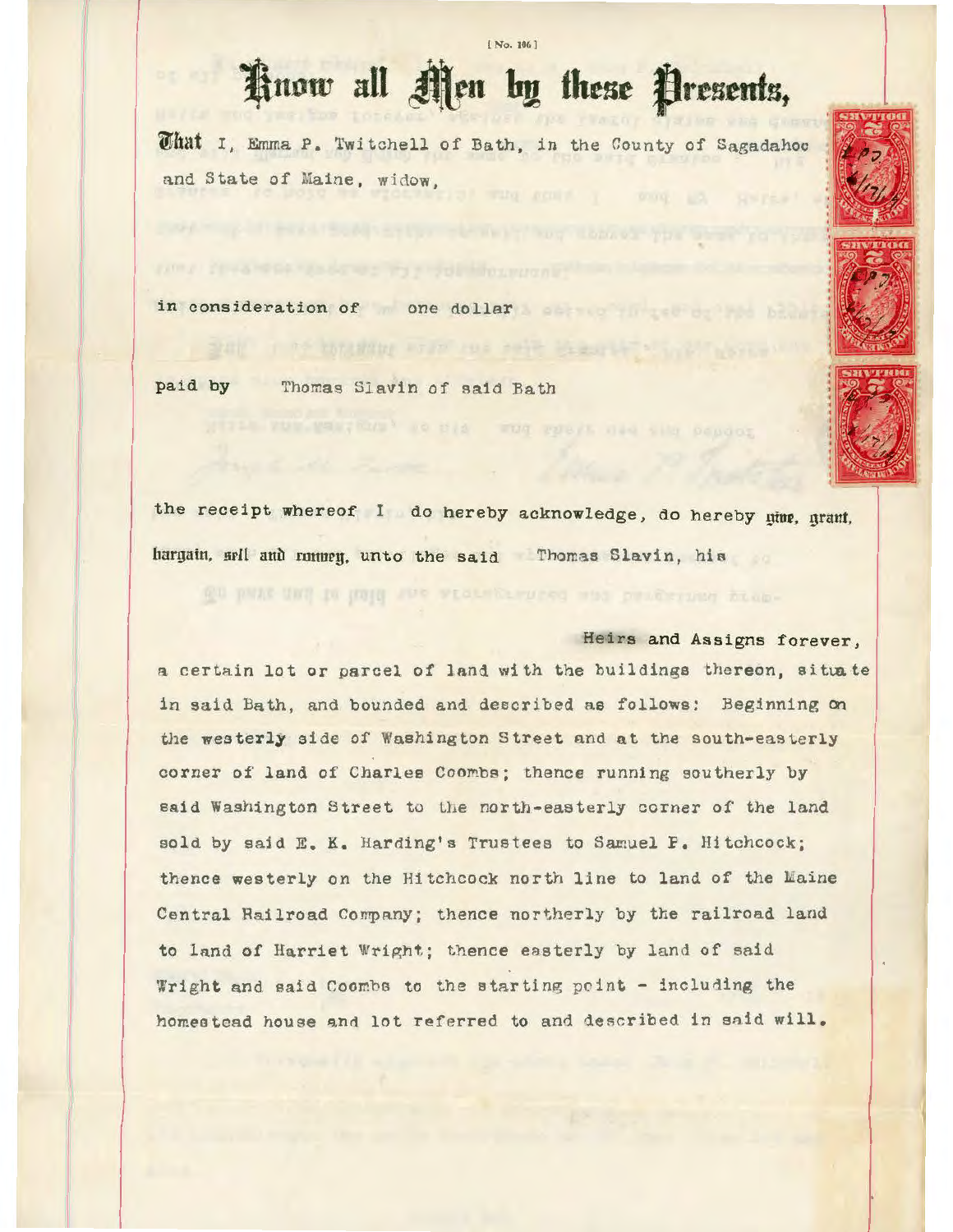[No. 106]

# Know all Men by these Presents,

That I, Emma P. Twitchell of Bath, in the County of Sagadahoc and State of Maine, widow,

in consideration of one dollar

paid by Thomas Slavin of said Bath

the receipt whereof I do hereby acknowledge, do hereby give, grant, bargain, sell and convey, unto the said Thomas Slavin, his

Heirs and Assigns forever,

a certain lot or parcel of land with the buildings thereon, situate in said Bath, and bounded and described as follows: Beginning on the westerly side of Washington Street and at the south-easterly corner of land of Charles Coombs; thence running southerly by said Washington Street to the north-easterly corner of the land sold by said E. K. Harding's Trustees to Samuel F. Hitchcock; thence westerly on the Hitchcock north line to land of the Maine Central Railroad Company; thence northerly by the railroad land to land of Harriet Wright; thence easterly by land of said Wright and said Coombs to the starting point - including the homestead house and lot referred to and described in said will.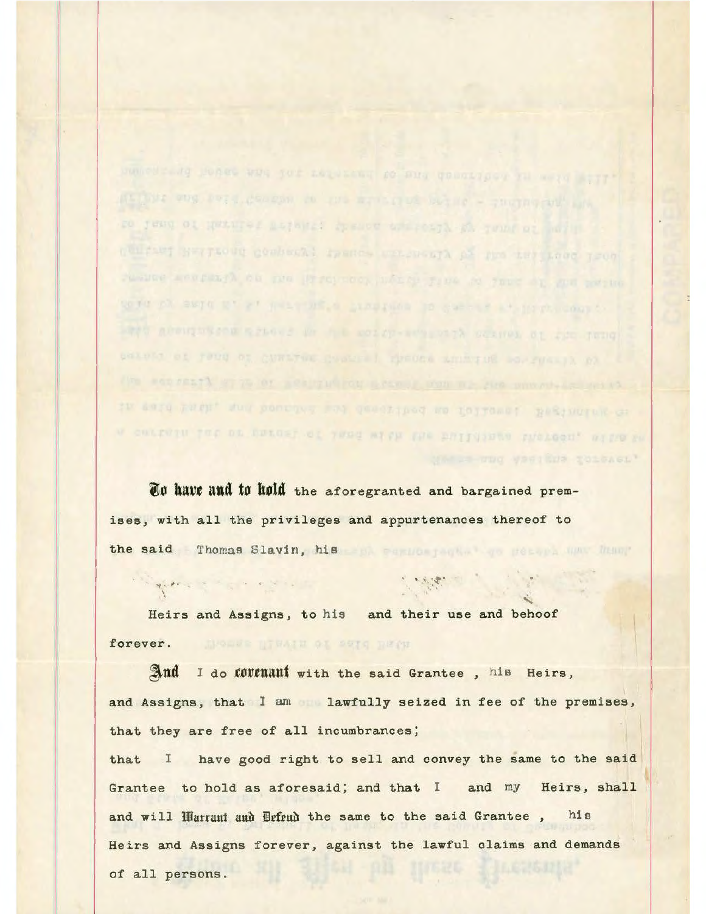**To have and to hold** the aforegranted and bargained premises, with all the privileges and appurtenances thereof to the said Thomas Slavin, his

Heirs and Assigns, to his and their use and behoof forever.

**And** I do **covenant** with the said Grantee , his Heirs, and Assigns, that I am lawfully seized in fee of the premises, that they are free of all incumbrances;

that I have good right to sell and convey the same to the said Grantee to hold as aforesaid; and that I and my Heirs, shall and will **Warrant and Defend** the same to the said Grantee , his Heirs and Assigns forever, against the lawful claims and demands of all persons.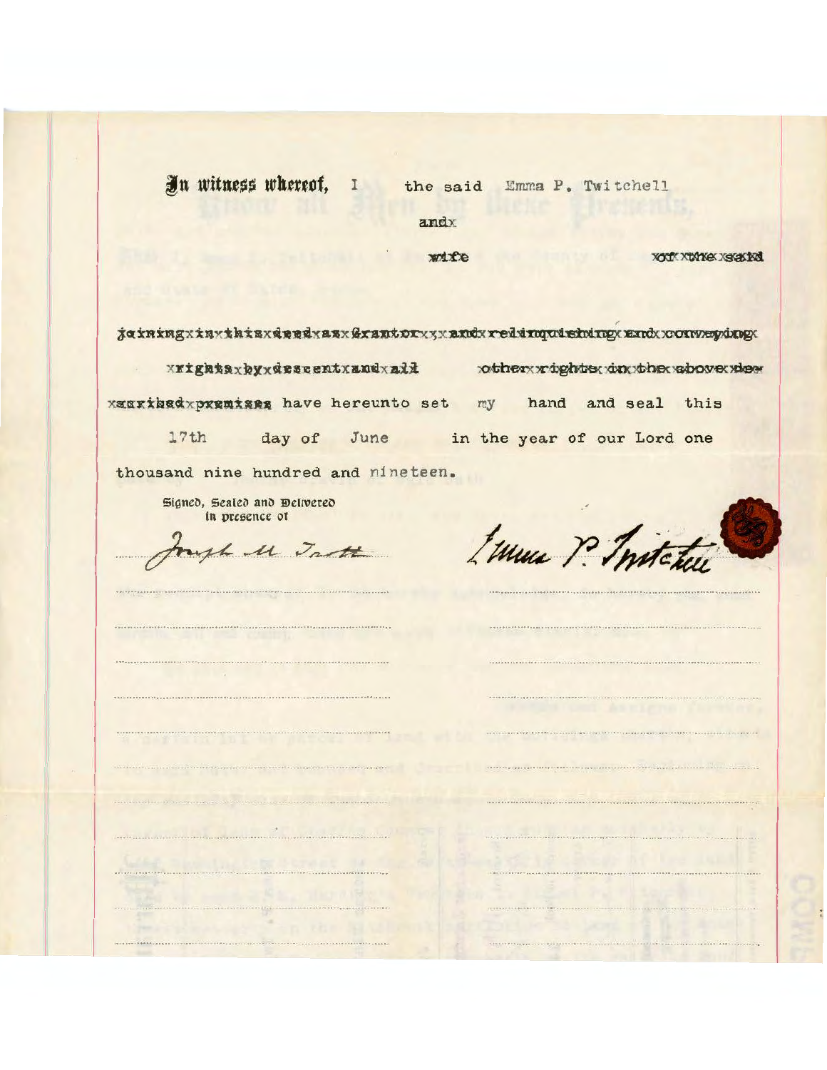**In witness whereof,** I the said Emma P. Twitchell

andx

wife xofxthexsaid

joiningxinxthisxdeedxasxGrantorx,xandxrelinquishingxandxconveyingx

xrightsxbyxdescentxandxall otherxrightsxinxthexabovexdex

xscribedxpremises have hereunto set my hand and seal this

17th day of June in the year of our Lord one

thousand nine hundred and nineteen.

Signed, Sealed and Delivered
in presence of

Joseph M Trott

Emma P. Twitchell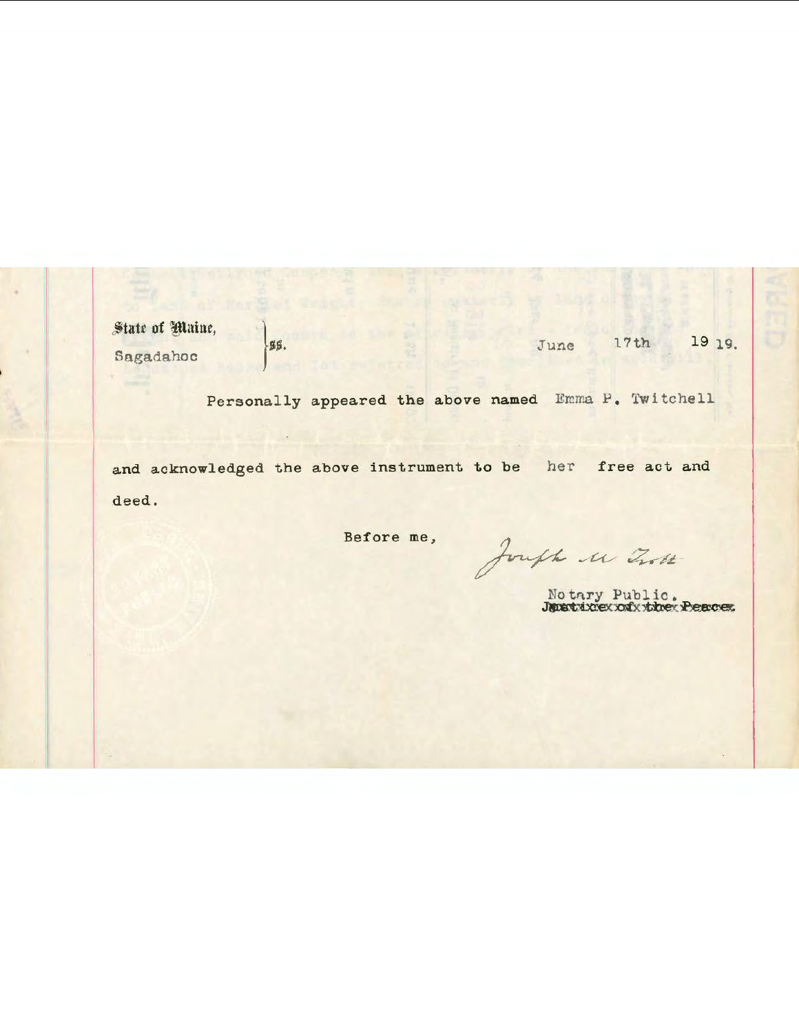State of Maine,
Sagadahoc } ss. June 17th 19 19.

Personally appeared the above named Emma P. Twitchell

and acknowledged the above instrument to be her free act and deed.

Before me,

Joseph M Trott

Notary Public.
~~Justice of the Peace.~~